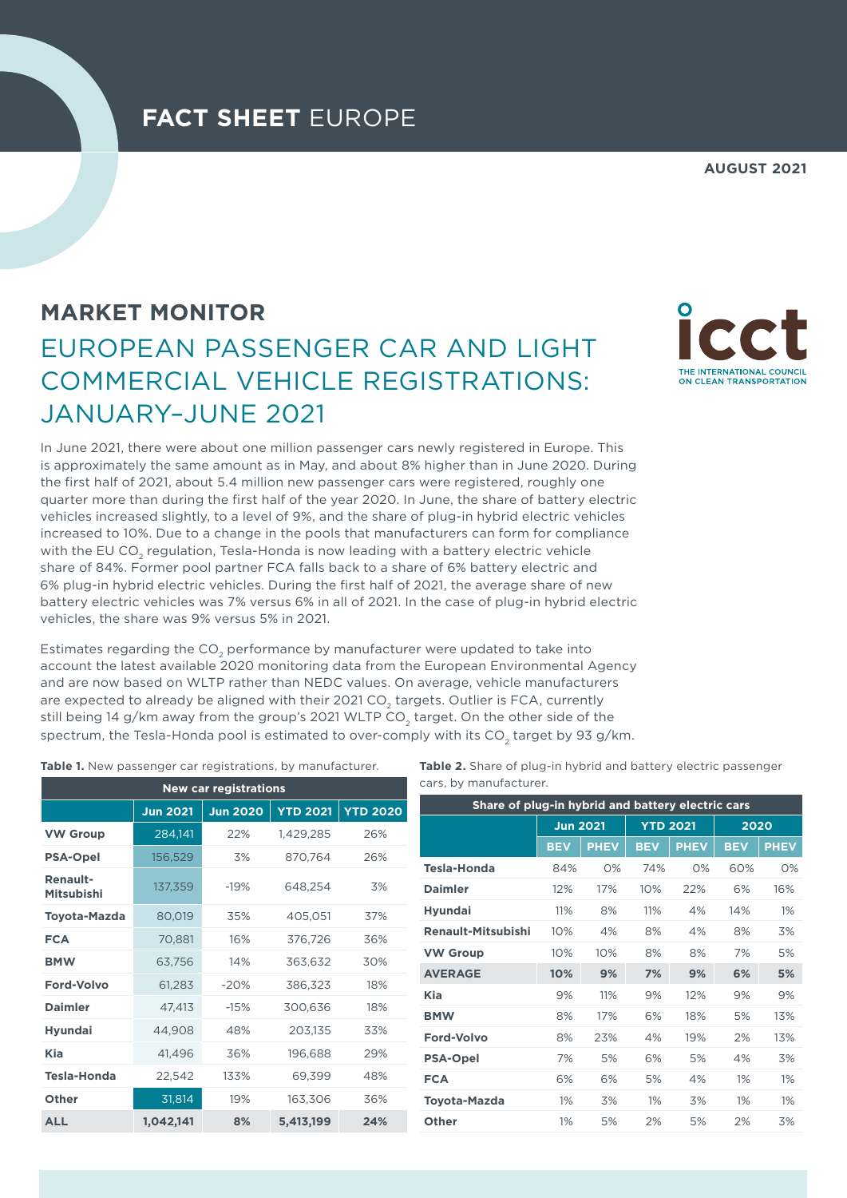# FACT SHEET EUROPE

**AUGUST 2021**

## MARKET MONITOR

# EUROPEAN PASSENGER CAR AND LIGHT COMMERCIAL VEHICLE REGISTRATIONS: JANUARY–JUNE 2021

In June 2021, there were about one million passenger cars newly registered in Europe. This is approximately the same amount as in May, and about 8% higher than in June 2020. During the first half of 2021, about 5.4 million new passenger cars were registered, roughly one quarter more than during the first half of the year 2020. In June, the share of battery electric vehicles increased slightly, to a level of 9%, and the share of plug-in hybrid electric vehicles increased to 10%. Due to a change in the pools that manufacturers can form for compliance with the EU $CO_2$ regulation, Tesla-Honda is now leading with a battery electric vehicle share of 84%. Former pool partner FCA falls back to a share of 6% battery electric and 6% plug-in hybrid electric vehicles. During the first half of 2021, the average share of new battery electric vehicles was 7% versus 6% in all of 2021. In the case of plug-in hybrid electric vehicles, the share was 9% versus 5% in 2021.

Estimates regarding the $CO_2$ performance by manufacturer were updated to take into account the latest available 2020 monitoring data from the European Environmental Agency and are now based on WLTP rather than NEDC values. On average, vehicle manufacturers are expected to already be aligned with their 2021 $CO_2$ targets. Outlier is FCA, currently still being 14 g/km away from the group's 2021 WLTP $CO_2$ target. On the other side of the spectrum, the Tesla-Honda pool is estimated to over-comply with its $CO_2$ target by 93 g/km.

**Table 1.** New passenger car registrations, by manufacturer.

| | New car registrations | | | |
|---|---|---|---|---|
| | **Jun 2021** | **Jun 2020** | **YTD 2021** | **YTD 2020** |
| **VW Group** | 284,141 | 22% | 1,429,285 | 26% |
| **PSA-Opel** | 156,529 | 3% | 870,764 | 26% |
| **Renault-Mitsubishi** | 137,359 | -19% | 648,254 | 3% |
| **Toyota-Mazda** | 80,019 | 35% | 405,051 | 37% |
| **FCA** | 70,881 | 16% | 376,726 | 36% |
| **BMW** | 63,756 | 14% | 363,632 | 30% |
| **Ford-Volvo** | 61,283 | -20% | 386,323 | 18% |
| **Daimler** | 47,413 | -15% | 300,636 | 18% |
| **Hyundai** | 44,908 | 48% | 203,135 | 33% |
| **Kia** | 41,496 | 36% | 196,688 | 29% |
| **Tesla-Honda** | 22,542 | 133% | 69,399 | 48% |
| **Other** | 31,814 | 19% | 163,306 | 36% |
| **ALL** | **1,042,141** | **8%** | **5,413,199** | **24%** |

**Table 2.** Share of plug-in hybrid and battery electric passenger cars, by manufacturer.

| | Share of plug-in hybrid and battery electric cars | | | | | |
|---|---|---|---|---|---|---|
| | **Jun 2021** | | **YTD 2021** | | **2020** | |
| | **BEV** | **PHEV** | **BEV** | **PHEV** | **BEV** | **PHEV** |
| **Tesla-Honda** | 84% | 0% | 74% | 0% | 60% | 0% |
| **Daimler** | 12% | 17% | 10% | 22% | 6% | 16% |
| **Hyundai** | 11% | 8% | 11% | 4% | 14% | 1% |
| **Renault-Mitsubishi** | 10% | 4% | 8% | 4% | 8% | 3% |
| **VW Group** | 10% | 10% | 8% | 8% | 7% | 5% |
| **AVERAGE** | **10%** | **9%** | **7%** | **9%** | **6%** | **5%** |
| **Kia** | 9% | 11% | 9% | 12% | 9% | 9% |
| **BMW** | 8% | 17% | 6% | 18% | 5% | 13% |
| **Ford-Volvo** | 8% | 23% | 4% | 19% | 2% | 13% |
| **PSA-Opel** | 7% | 5% | 6% | 5% | 4% | 3% |
| **FCA** | 6% | 6% | 5% | 4% | 1% | 1% |
| **Toyota-Mazda** | 1% | 3% | 1% | 3% | 1% | 1% |
| **Other** | 1% | 5% | 2% | 5% | 2% | 3% |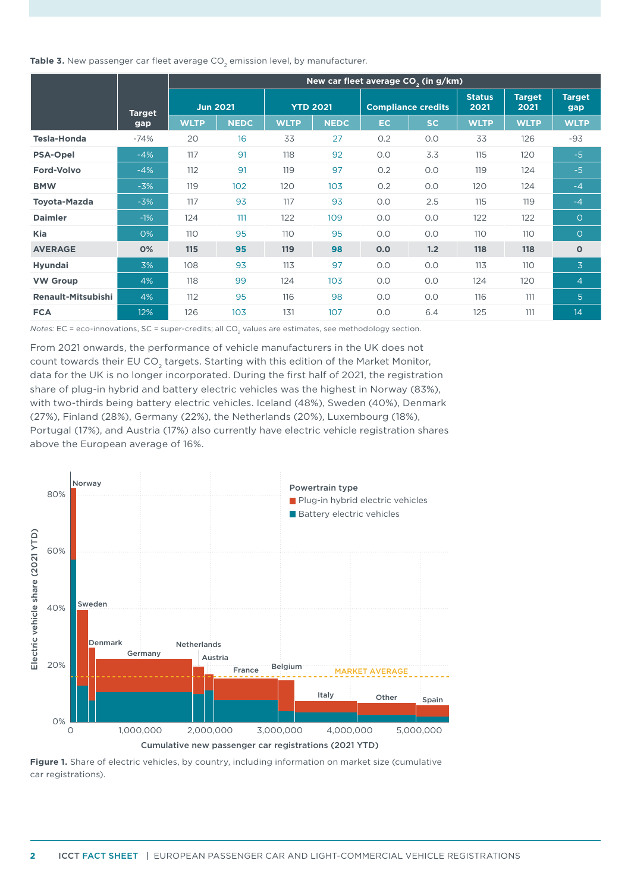**Table 3.** New passenger car fleet average $CO_2$ emission level, by manufacturer.

| | Target gap | New car fleet average $CO_2$ (in g/km) | | | | | | | | |
|---|---|---|---|---|---|---|---|---|---|---|
| | | Jun 2021 | | YTD 2021 | | Compliance credits | | Status 2021 | Target 2021 | Target gap |
| | | WLTP | NEDC | WLTP | NEDC | EC | SC | WLTP | WLTP | WLTP |
| **Tesla-Honda** | -74% | 20 | 16 | 33 | 27 | 0.2 | 0.0 | 33 | 126 | -93 |
| **PSA-Opel** | -4% | 117 | 91 | 118 | 92 | 0.0 | 3.3 | 115 | 120 | -5 |
| **Ford-Volvo** | -4% | 112 | 91 | 119 | 97 | 0.2 | 0.0 | 119 | 124 | -5 |
| **BMW** | -3% | 119 | 102 | 120 | 103 | 0.2 | 0.0 | 120 | 124 | -4 |
| **Toyota-Mazda** | -3% | 117 | 93 | 117 | 93 | 0.0 | 2.5 | 115 | 119 | -4 |
| **Daimler** | -1% | 124 | 111 | 122 | 109 | 0.0 | 0.0 | 122 | 122 | 0 |
| **Kia** | 0% | 110 | 95 | 110 | 95 | 0.0 | 0.0 | 110 | 110 | 0 |
| **AVERAGE** | **0%** | **115** | **95** | **119** | **98** | **0.0** | **1.2** | **118** | **118** | **0** |
| **Hyundai** | 3% | 108 | 93 | 113 | 97 | 0.0 | 0.0 | 113 | 110 | 3 |
| **VW Group** | 4% | 118 | 99 | 124 | 103 | 0.0 | 0.0 | 124 | 120 | 4 |
| **Renault-Mitsubishi** | 4% | 112 | 95 | 116 | 98 | 0.0 | 0.0 | 116 | 111 | 5 |
| **FCA** | 12% | 126 | 103 | 131 | 107 | 0.0 | 6.4 | 125 | 111 | 14 |

*Notes:* EC = eco-innovations, SC = super-credits; all $CO_2$ values are estimates, see methodology section.

From 2021 onwards, the performance of vehicle manufacturers in the UK does not count towards their EU $CO_2$ targets. Starting with this edition of the Market Monitor, data for the UK is no longer incorporated. During the first half of 2021, the registration share of plug-in hybrid and battery electric vehicles was the highest in Norway (83%), with two-thirds being battery electric vehicles. Iceland (48%), Sweden (40%), Denmark (27%), Finland (28%), Germany (22%), the Netherlands (20%), Luxembourg (18%), Portugal (17%), and Austria (17%) also currently have electric vehicle registration shares above the European average of 16%.

**Figure 1.** Share of electric vehicles, by country, including information on market size (cumulative car registrations).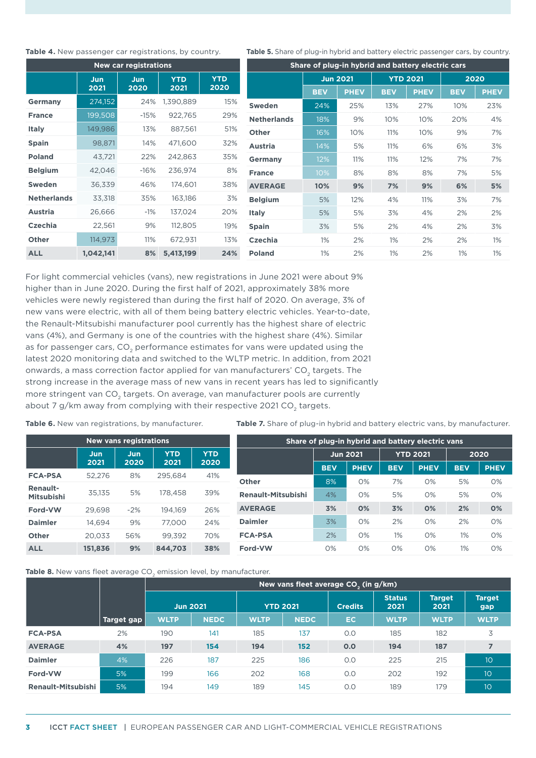**Table 4.** New passenger car registrations, by country.

| New car registrations | | | | |
|---|---|---|---|---|
| | Jun 2021 | Jun 2020 | YTD 2021 | YTD 2020 |
| Germany | 274,152 | 24% | 1,390,889 | 15% |
| France | 199,508 | -15% | 922,765 | 29% |
| Italy | 149,986 | 13% | 887,561 | 51% |
| Spain | 98,871 | 14% | 471,600 | 32% |
| Poland | 43,721 | 22% | 242,863 | 35% |
| Belgium | 42,046 | -16% | 236,974 | 8% |
| Sweden | 36,339 | 46% | 174,601 | 38% |
| Netherlands | 33,318 | 35% | 163,186 | 3% |
| Austria | 26,666 | -1% | 137,024 | 20% |
| Czechia | 22,561 | 9% | 112,805 | 19% |
| Other | 114,973 | 11% | 672,931 | 13% |
| **ALL** | **1,042,141** | **8%** | **5,413,199** | **24%** |

**Table 5.** Share of plug-in hybrid and battery electric passenger cars, by country.

| Share of plug-in hybrid and battery electric cars | | | | | | |
|---|---|---|---|---|---|---|
| | Jun 2021 | | YTD 2021 | | 2020 | |
| | BEV | PHEV | BEV | PHEV | BEV | PHEV |
| Sweden | 24% | 25% | 13% | 27% | 10% | 23% |
| Netherlands | 18% | 9% | 10% | 10% | 20% | 4% |
| Other | 16% | 10% | 11% | 10% | 9% | 7% |
| Austria | 14% | 5% | 11% | 6% | 6% | 3% |
| Germany | 12% | 11% | 11% | 12% | 7% | 7% |
| France | 10% | 8% | 8% | 8% | 7% | 5% |
| **AVERAGE** | **10%** | **9%** | **7%** | **9%** | **6%** | **5%** |
| Belgium | 5% | 12% | 4% | 11% | 3% | 7% |
| Italy | 5% | 5% | 3% | 4% | 2% | 2% |
| Spain | 3% | 5% | 2% | 4% | 2% | 3% |
| Czechia | 1% | 2% | 1% | 2% | 2% | 1% |
| Poland | 1% | 2% | 1% | 2% | 1% | 1% |

For light commercial vehicles (vans), new registrations in June 2021 were about 9% higher than in June 2020. During the first half of 2021, approximately 38% more vehicles were newly registered than during the first half of 2020. On average, 3% of new vans were electric, with all of them being battery electric vehicles. Year-to-date, the Renault-Mitsubishi manufacturer pool currently has the highest share of electric vans (4%), and Germany is one of the countries with the highest share (4%). Similar as for passenger cars, $CO_2$ performance estimates for vans were updated using the latest 2020 monitoring data and switched to the WLTP metric. In addition, from 2021 onwards, a mass correction factor applied for van manufacturers' $CO_2$ targets. The strong increase in the average mass of new vans in recent years has led to significantly more stringent van $CO_2$ targets. On average, van manufacturer pools are currently about 7 g/km away from complying with their respective 2021 $CO_2$ targets.

**Table 6.** New van registrations, by manufacturer.

| New vans registrations | | | | |
|---|---|---|---|---|
| | Jun 2021 | Jun 2020 | YTD 2021 | YTD 2020 |
| FCA-PSA | 52,276 | 8% | 295,684 | 41% |
| Renault-Mitsubishi | 35,135 | 5% | 178,458 | 39% |
| Ford-VW | 29,698 | -2% | 194,169 | 26% |
| Daimler | 14,694 | 9% | 77,000 | 24% |
| Other | 20,033 | 56% | 99,392 | 70% |
| **ALL** | **151,836** | **9%** | **844,703** | **38%** |

**Table 7.** Share of plug-in hybrid and battery electric vans, by manufacturer.

| Share of plug-in hybrid and battery electric vans | | | | | | |
|---|---|---|---|---|---|---|
| | Jun 2021 | | YTD 2021 | | 2020 | |
| | BEV | PHEV | BEV | PHEV | BEV | PHEV |
| Other | 8% | 0% | 7% | 0% | 5% | 0% |
| Renault-Mitsubishi | 4% | 0% | 5% | 0% | 5% | 0% |
| **AVERAGE** | **3%** | **0%** | **3%** | **0%** | **2%** | **0%** |
| Daimler | 3% | 0% | 2% | 0% | 2% | 0% |
| FCA-PSA | 2% | 0% | 1% | 0% | 1% | 0% |
| Ford-VW | 0% | 0% | 0% | 0% | 1% | 0% |

**Table 8.** New vans fleet average $CO_2$ emission level, by manufacturer.

| | | New vans fleet average $CO_2$ (in g/km) | | | | | | | |
|---|---|---|---|---|---|---|---|---|---|
| | | Jun 2021 | | YTD 2021 | | Credits | Status 2021 | Target 2021 | Target gap |
| | Target gap | WLTP | NEDC | WLTP | NEDC | EC | WLTP | WLTP | WLTP |
| FCA-PSA | 2% | 190 | 141 | 185 | 137 | 0.0 | 185 | 182 | 3 |
| **AVERAGE** | **4%** | **197** | **154** | **194** | **152** | **0.0** | **194** | **187** | **7** |
| Daimler | 4% | 226 | 187 | 225 | 186 | 0.0 | 225 | 215 | 10 |
| Ford-VW | 5% | 199 | 166 | 202 | 168 | 0.0 | 202 | 192 | 10 |
| Renault-Mitsubishi | 5% | 194 | 149 | 189 | 145 | 0.0 | 189 | 179 | 10 |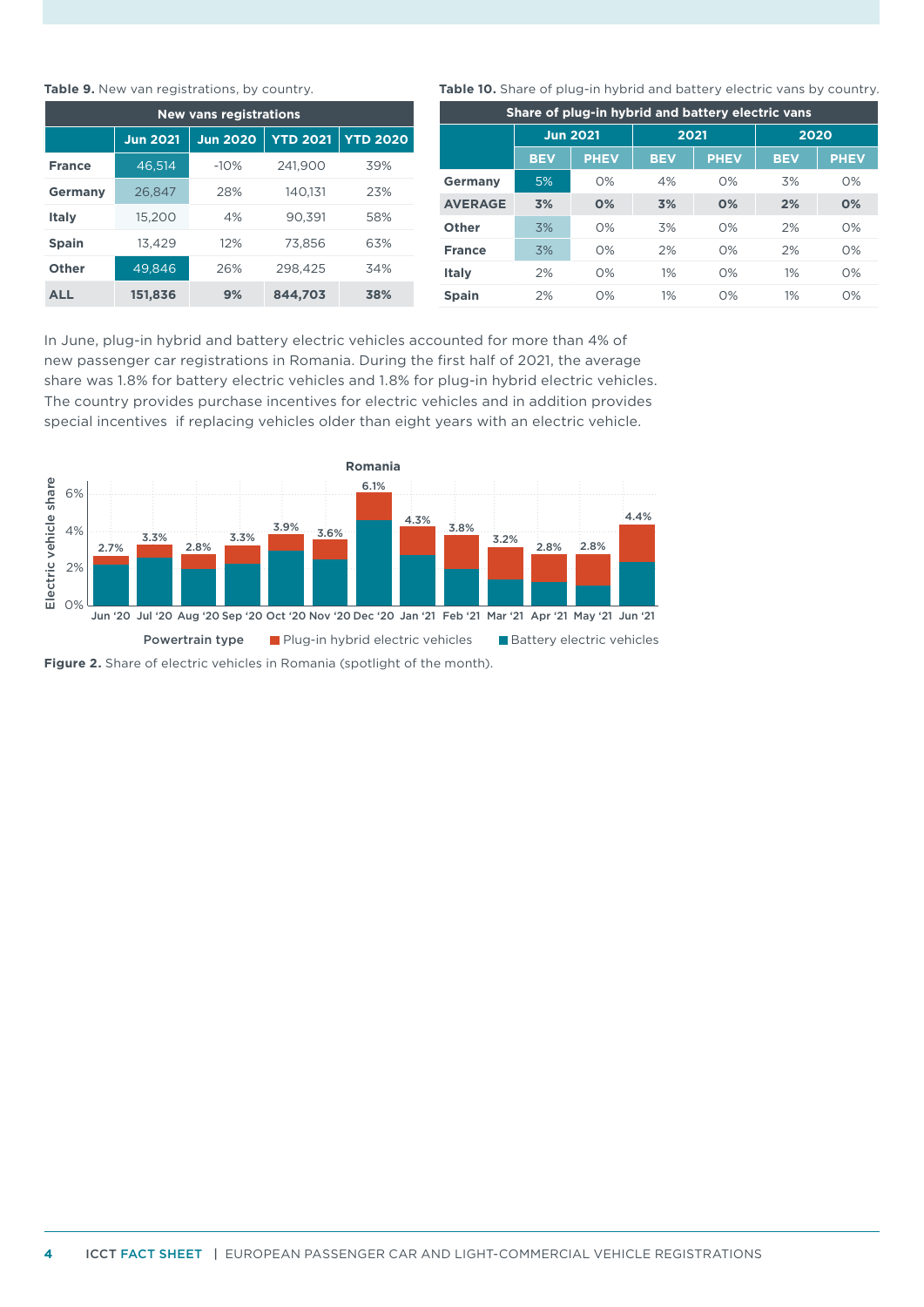**Table 9.** New van registrations, by country.

| | New vans registrations | | | |
|---|---|---|---|---|
| | Jun 2021 | Jun 2020 | YTD 2021 | YTD 2020 |
| France | 46,514 | -10% | 241,900 | 39% |
| Germany | 26,847 | 28% | 140,131 | 23% |
| Italy | 15,200 | 4% | 90,391 | 58% |
| Spain | 13,429 | 12% | 73,856 | 63% |
| Other | 49,846 | 26% | 298,425 | 34% |
| **ALL** | **151,836** | **9%** | **844,703** | **38%** |

**Table 10.** Share of plug-in hybrid and battery electric vans by country.

| | Share of plug-in hybrid and battery electric vans | | | | | |
|---|---|---|---|---|---|---|
| | Jun 2021 | | 2021 | | 2020 | |
| | BEV | PHEV | BEV | PHEV | BEV | PHEV |
| Germany | 5% | 0% | 4% | 0% | 3% | 0% |
| **AVERAGE** | **3%** | **0%** | **3%** | **0%** | **2%** | **0%** |
| Other | 3% | 0% | 3% | 0% | 2% | 0% |
| France | 3% | 0% | 2% | 0% | 2% | 0% |
| Italy | 2% | 0% | 1% | 0% | 1% | 0% |
| Spain | 2% | 0% | 1% | 0% | 1% | 0% |

In June, plug-in hybrid and battery electric vehicles accounted for more than 4% of new passenger car registrations in Romania. During the first half of 2021, the average share was 1.8% for battery electric vehicles and 1.8% for plug-in hybrid electric vehicles. The country provides purchase incentives for electric vehicles and in addition provides special incentives if replacing vehicles older than eight years with an electric vehicle.

**Figure 2.** Share of electric vehicles in Romania (spotlight of the month).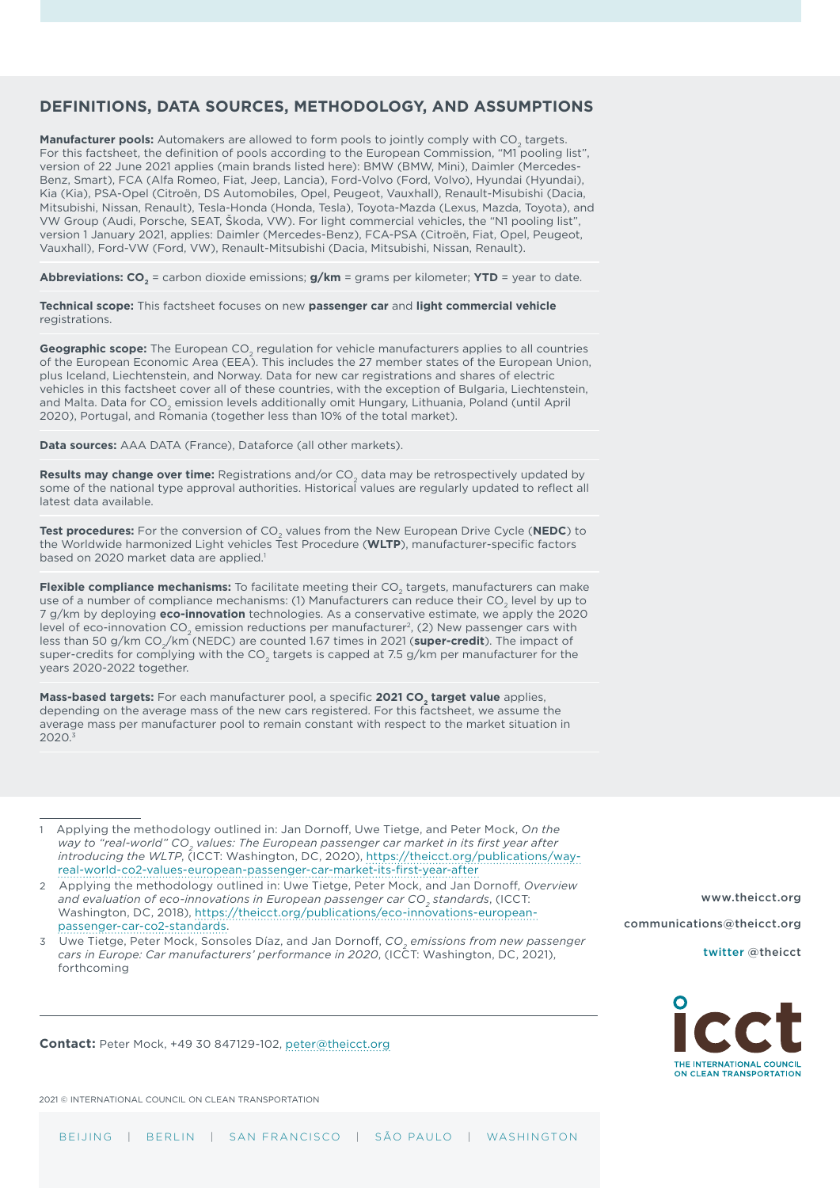## DEFINITIONS, DATA SOURCES, METHODOLOGY, AND ASSUMPTIONS

**Manufacturer pools:** Automakers are allowed to form pools to jointly comply with $CO_2$ targets. For this factsheet, the definition of pools according to the European Commission, "M1 pooling list", version of 22 June 2021 applies (main brands listed here): BMW (BMW, Mini), Daimler (Mercedes-Benz, Smart), FCA (Alfa Romeo, Fiat, Jeep, Lancia), Ford-Volvo (Ford, Volvo), Hyundai (Hyundai), Kia (Kia), PSA-Opel (Citroën, DS Automobiles, Opel, Peugeot, Vauxhall), Renault-Misubishi (Dacia, Mitsubishi, Nissan, Renault), Tesla-Honda (Honda, Tesla), Toyota-Mazda (Lexus, Mazda, Toyota), and VW Group (Audi, Porsche, SEAT, Škoda, VW). For light commercial vehicles, the "N1 pooling list", version 1 January 2021, applies: Daimler (Mercedes-Benz), FCA-PSA (Citroën, Fiat, Opel, Peugeot, Vauxhall), Ford-VW (Ford, VW), Renault-Mitsubishi (Dacia, Mitsubishi, Nissan, Renault).

**Abbreviations:** $\mathbf{CO_2}$ = carbon dioxide emissions; **g/km** = grams per kilometer; **YTD** = year to date.

**Technical scope:** This factsheet focuses on new **passenger car** and **light commercial vehicle** registrations.

**Geographic scope:** The European $CO_2$ regulation for vehicle manufacturers applies to all countries of the European Economic Area (EEA). This includes the 27 member states of the European Union, plus Iceland, Liechtenstein, and Norway. Data for new car registrations and shares of electric vehicles in this factsheet cover all of these countries, with the exception of Bulgaria, Liechtenstein, and Malta. Data for $CO_2$ emission levels additionally omit Hungary, Lithuania, Poland (until April 2020), Portugal, and Romania (together less than 10% of the total market).

**Data sources:** AAA DATA (France), Dataforce (all other markets).

**Results may change over time:** Registrations and/or $CO_2$ data may be retrospectively updated by some of the national type approval authorities. Historical values are regularly updated to reflect all latest data available.

**Test procedures:** For the conversion of $CO_2$ values from the New European Drive Cycle (**NEDC**) to the Worldwide harmonized Light vehicles Test Procedure (**WLTP**), manufacturer-specific factors based on 2020 market data are applied.[1]

**Flexible compliance mechanisms:** To facilitate meeting their $CO_2$ targets, manufacturers can make use of a number of compliance mechanisms: (1) Manufacturers can reduce their $CO_2$ level by up to 7 g/km by deploying **eco-innovation** technologies. As a conservative estimate, we apply the 2020 level of eco-innovation $CO_2$ emission reductions per manufacturer[2], (2) New passenger cars with less than 50 g/km $CO_2$/km (NEDC) are counted 1.67 times in 2021 (**super-credit**). The impact of super-credits for complying with the $CO_2$ targets is capped at 7.5 g/km per manufacturer for the years 2020-2022 together.

**Mass-based targets:** For each manufacturer pool, a specific **2021** $\mathbf{CO_2}$ **target value** applies, depending on the average mass of the new cars registered. For this factsheet, we assume the average mass per manufacturer pool to remain constant with respect to the market situation in 2020.[3]

---

1 Applying the methodology outlined in: Jan Dornoff, Uwe Tietge, and Peter Mock, *On the way to "real-world" $CO_2$ values: The European passenger car market in its first year after introducing the WLTP*, (ICCT: Washington, DC, 2020), https://theicct.org/publications/way-real-world-co2-values-european-passenger-car-market-its-first-year-after

2 Applying the methodology outlined in: Uwe Tietge, Peter Mock, and Jan Dornoff, *Overview and evaluation of eco-innovations in European passenger car $CO_2$ standards*, (ICCT: Washington, DC, 2018), https://theicct.org/publications/eco-innovations-european-passenger-car-co2-standards.

3 Uwe Tietge, Peter Mock, Sonsoles Díaz, and Jan Dornoff, *$CO_2$ emissions from new passenger cars in Europe: Car manufacturers' performance in 2020*, (ICCT: Washington, DC, 2021), forthcoming

**Contact:** Peter Mock, +49 30 847129-102, peter@theicct.org

www.theicct.org

communications@theicct.org

twitter @theicct

icct
THE INTERNATIONAL COUNCIL ON CLEAN TRANSPORTATION

2021 © INTERNATIONAL COUNCIL ON CLEAN TRANSPORTATION

BEIJING | BERLIN | SAN FRANCISCO | SÃO PAULO | WASHINGTON